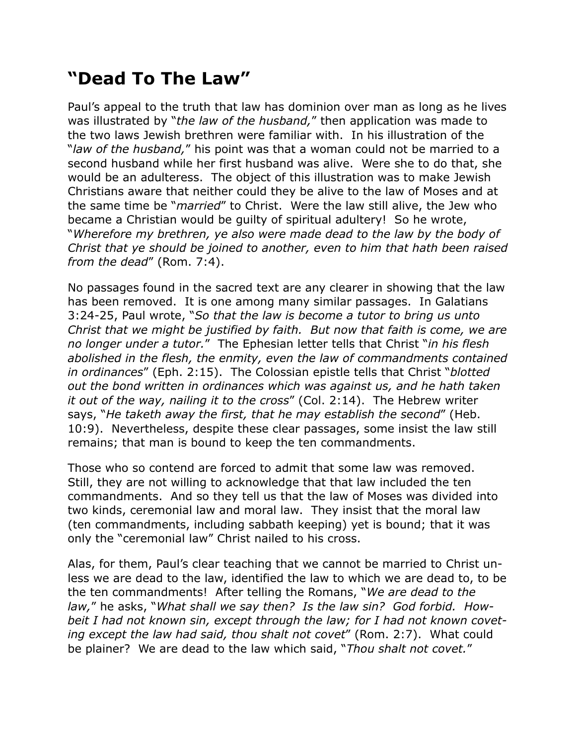# "Dead To The Law"

Paul's appeal to the truth that law has dominion over man as long as he lives was illustrated by "*the law of the husband,*" then application was made to the two laws Jewish brethren were familiar with. In his illustration of the "*law of the husband,*" his point was that a woman could not be married to a second husband while her first husband was alive. Were she to do that, she would be an adulteress. The object of this illustration was to make Jewish Christians aware that neither could they be alive to the law of Moses and at the same time be "*married*" to Christ. Were the law still alive, the Jew who became a Christian would be guilty of spiritual adultery! So he wrote, "*Wherefore my brethren, ye also were made dead to the law by the body of Christ that ye should be joined to another, even to him that hath been raised from the dead*" (Rom. 7:4).

No passages found in the sacred text are any clearer in showing that the law has been removed. It is one among many similar passages. In Galatians 3:24-25, Paul wrote, "*So that the law is become a tutor to bring us unto Christ that we might be justified by faith. But now that faith is come, we are no longer under a tutor.*" The Ephesian letter tells that Christ "*in his flesh abolished in the flesh, the enmity, even the law of commandments contained in ordinances*" (Eph. 2:15). The Colossian epistle tells that Christ "*blotted out the bond written in ordinances which was against us, and he hath taken it out of the way, nailing it to the cross*" (Col. 2:14). The Hebrew writer says, "*He taketh away the first, that he may establish the second*" (Heb. 10:9). Nevertheless, despite these clear passages, some insist the law still remains; that man is bound to keep the ten commandments.

Those who so contend are forced to admit that some law was removed. Still, they are not willing to acknowledge that that law included the ten commandments. And so they tell us that the law of Moses was divided into two kinds, ceremonial law and moral law. They insist that the moral law (ten commandments, including sabbath keeping) yet is bound; that it was only the "ceremonial law" Christ nailed to his cross.

Alas, for them, Paul's clear teaching that we cannot be married to Christ unless we are dead to the law, identified the law to which we are dead to, to be the ten commandments! After telling the Romans, "*We are dead to the law,*" he asks, "*What shall we say then? Is the law sin? God forbid. Howbeit I had not known sin, except through the law; for I had not known coveting except the law had said, thou shalt not covet*" (Rom. 2:7). What could be plainer? We are dead to the law which said, "*Thou shalt not covet.*"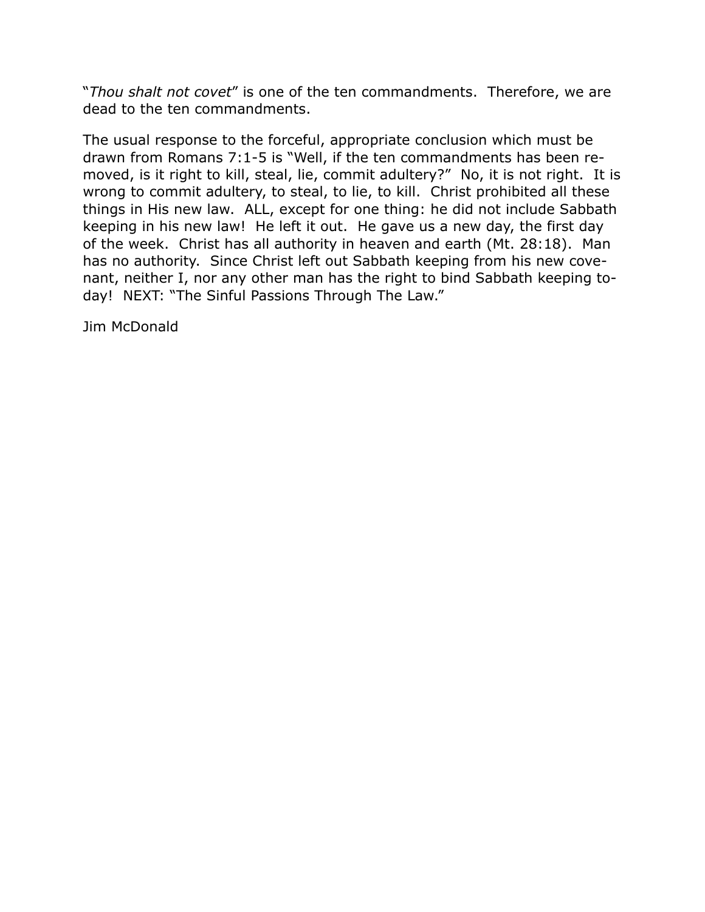"*Thou shalt not covet*" is one of the ten commandments. Therefore, we are dead to the ten commandments.

The usual response to the forceful, appropriate conclusion which must be drawn from Romans 7:1-5 is "Well, if the ten commandments has been removed, is it right to kill, steal, lie, commit adultery?" No, it is not right. It is wrong to commit adultery, to steal, to lie, to kill. Christ prohibited all these things in His new law. ALL, except for one thing: he did not include Sabbath keeping in his new law! He left it out. He gave us a new day, the first day of the week. Christ has all authority in heaven and earth (Mt. 28:18). Man has no authority. Since Christ left out Sabbath keeping from his new covenant, neither I, nor any other man has the right to bind Sabbath keeping today! NEXT: "The Sinful Passions Through The Law."

Jim McDonald